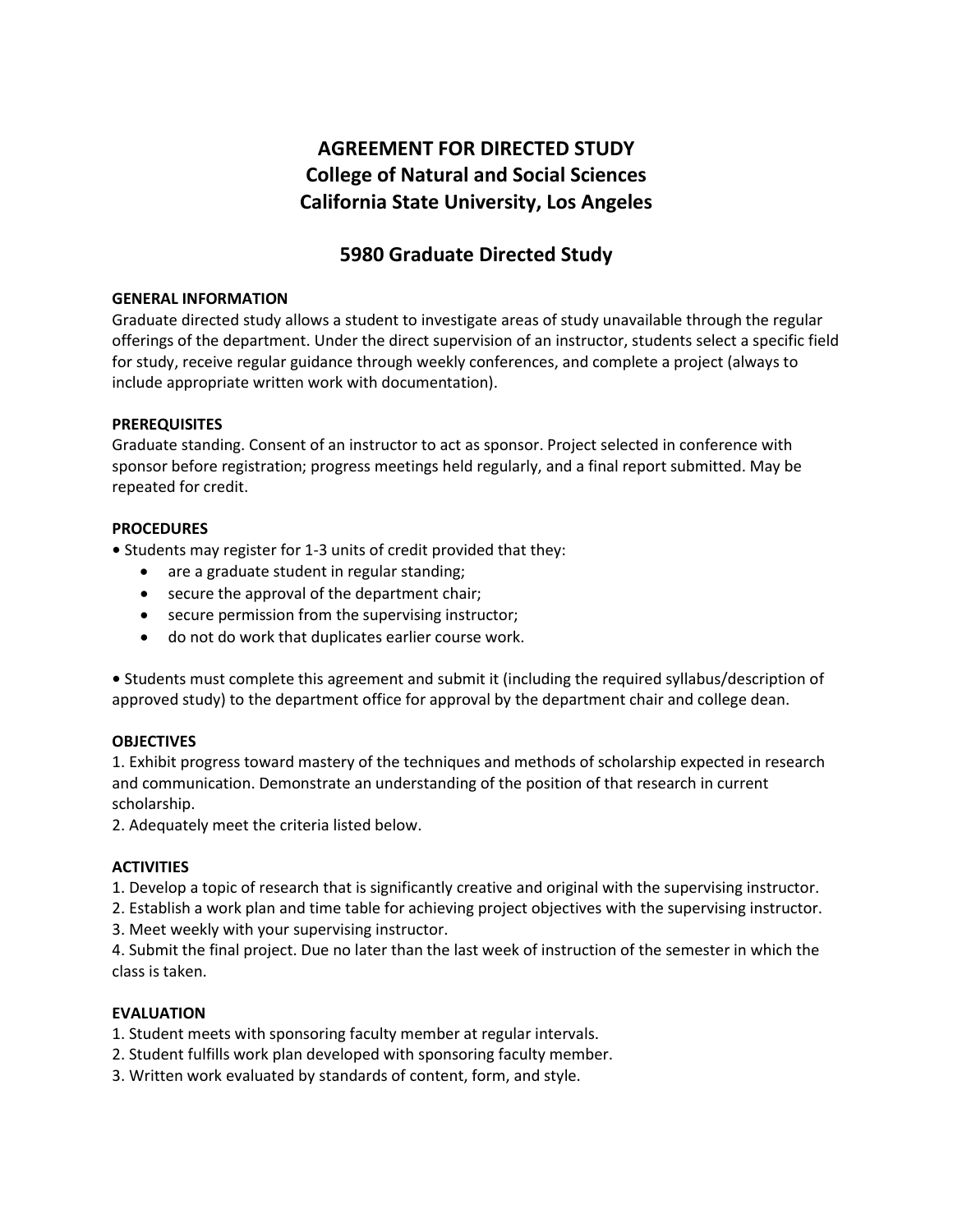# AGREEMENT FOR DIRECTED STUDY
# College of Natural and Social Sciences
# California State University, Los Angeles

## 5980 Graduate Directed Study

**GENERAL INFORMATION**

Graduate directed study allows a student to investigate areas of study unavailable through the regular offerings of the department. Under the direct supervision of an instructor, students select a specific field for study, receive regular guidance through weekly conferences, and complete a project (always to include appropriate written work with documentation).

**PREREQUISITES**

Graduate standing. Consent of an instructor to act as sponsor. Project selected in conference with sponsor before registration; progress meetings held regularly, and a final report submitted. May be repeated for credit.

**PROCEDURES**

- Students may register for 1-3 units of credit provided that they:
  - are a graduate student in regular standing;
  - secure the approval of the department chair;
  - secure permission from the supervising instructor;
  - do not do work that duplicates earlier course work.

- Students must complete this agreement and submit it (including the required syllabus/description of approved study) to the department office for approval by the department chair and college dean.

**OBJECTIVES**

1. Exhibit progress toward mastery of the techniques and methods of scholarship expected in research and communication. Demonstrate an understanding of the position of that research in current scholarship.
2. Adequately meet the criteria listed below.

**ACTIVITIES**

1. Develop a topic of research that is significantly creative and original with the supervising instructor.
2. Establish a work plan and time table for achieving project objectives with the supervising instructor.
3. Meet weekly with your supervising instructor.
4. Submit the final project. Due no later than the last week of instruction of the semester in which the class is taken.

**EVALUATION**

1. Student meets with sponsoring faculty member at regular intervals.
2. Student fulfills work plan developed with sponsoring faculty member.
3. Written work evaluated by standards of content, form, and style.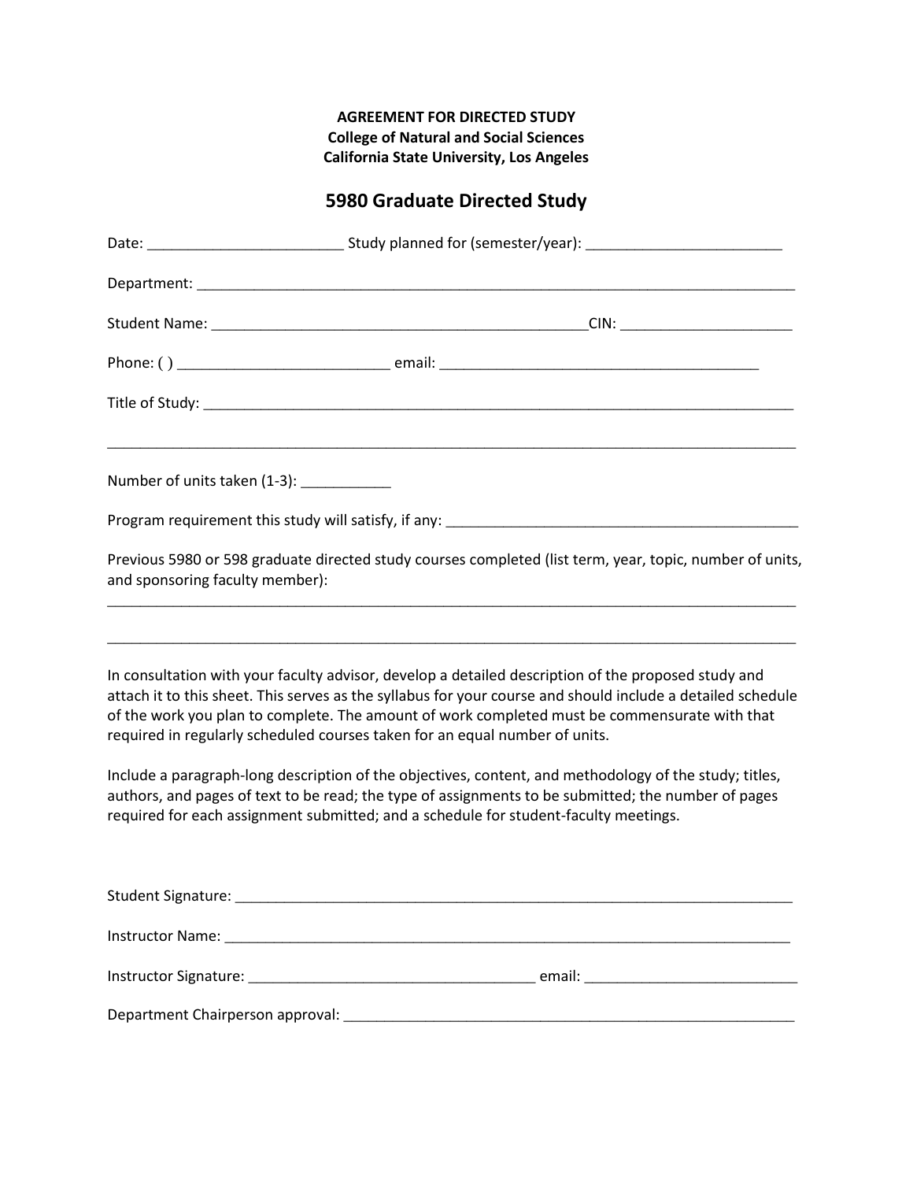**AGREEMENT FOR DIRECTED STUDY**
**College of Natural and Social Sciences**
**California State University, Los Angeles**

# 5980 Graduate Directed Study

Date: ________________________ Study planned for (semester/year): ________________________

Department: ____________________________________________________________________________

Student Name: _______________________________________________CIN: _____________________

Phone: ( ) __________________________ email: ________________________________________

Title of Study: __________________________________________________________________________

_________________________________________________________________________________________

Number of units taken (1-3): ___________

Program requirement this study will satisfy, if any: _____________________________________________

Previous 5980 or 598 graduate directed study courses completed (list term, year, topic, number of units, and sponsoring faculty member):

_________________________________________________________________________________________

_________________________________________________________________________________________

In consultation with your faculty advisor, develop a detailed description of the proposed study and attach it to this sheet. This serves as the syllabus for your course and should include a detailed schedule of the work you plan to complete. The amount of work completed must be commensurate with that required in regularly scheduled courses taken for an equal number of units.

Include a paragraph-long description of the objectives, content, and methodology of the study; titles, authors, and pages of text to be read; the type of assignments to be submitted; the number of pages required for each assignment submitted; and a schedule for student-faculty meetings.

Student Signature: ______________________________________________________________________

Instructor Name: _______________________________________________________________________

Instructor Signature: ___________________________________ email: __________________________

Department Chairperson approval: ________________________________________________________